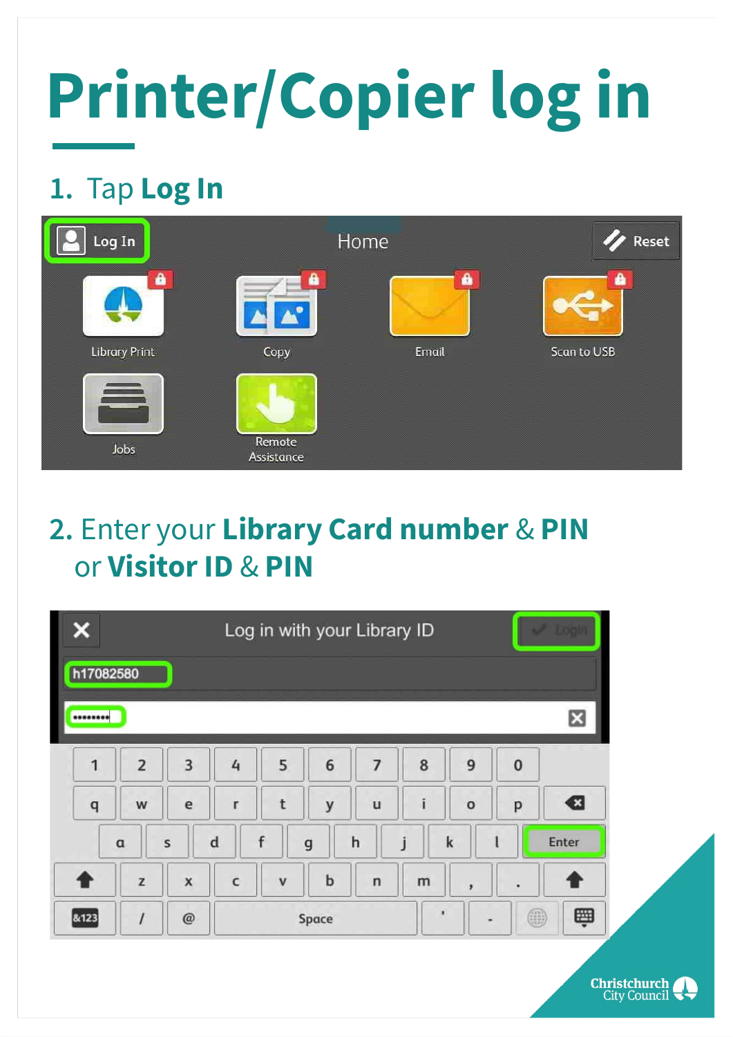# Printer/Copier log in

## 1. Tap **Log In**

## 2. Enter your **Library Card number** & **PIN** or **Visitor ID** & **PIN**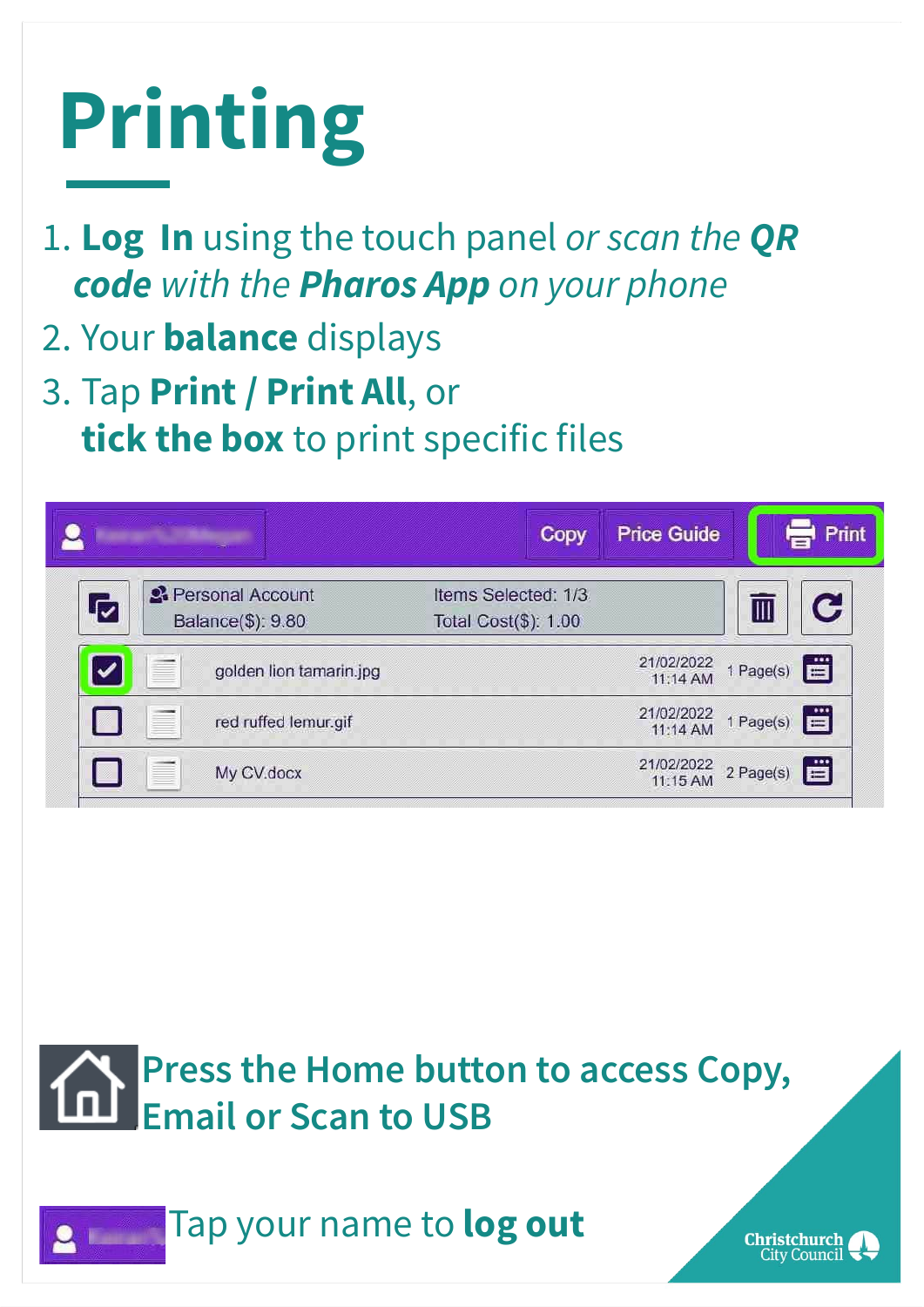# Printing

1. **Log In** using the touch panel *or scan the **QR code** with the **Pharos App** on your phone*
2. Your **balance** displays
3. Tap **Print / Print All**, or **tick the box** to print specific files

Copy | Price Guide | Print

Personal Account
Balance($): 9.80

Items Selected: 1/3
Total Cost($): 1.00

| Selected | File | Date | Pages |
|---|---|---|---|
| ☑ | golden lion tamarin.jpg | 21/02/2022 11:14 AM | 1 Page(s) |
| ☐ | red ruffed lemur.gif | 21/02/2022 11:14 AM | 1 Page(s) |
| ☐ | My CV.docx | 21/02/2022 11:15 AM | 2 Page(s) |

**Press the Home button to access Copy, Email or Scan to USB**

Tap your name to **log out**

Christchurch City Council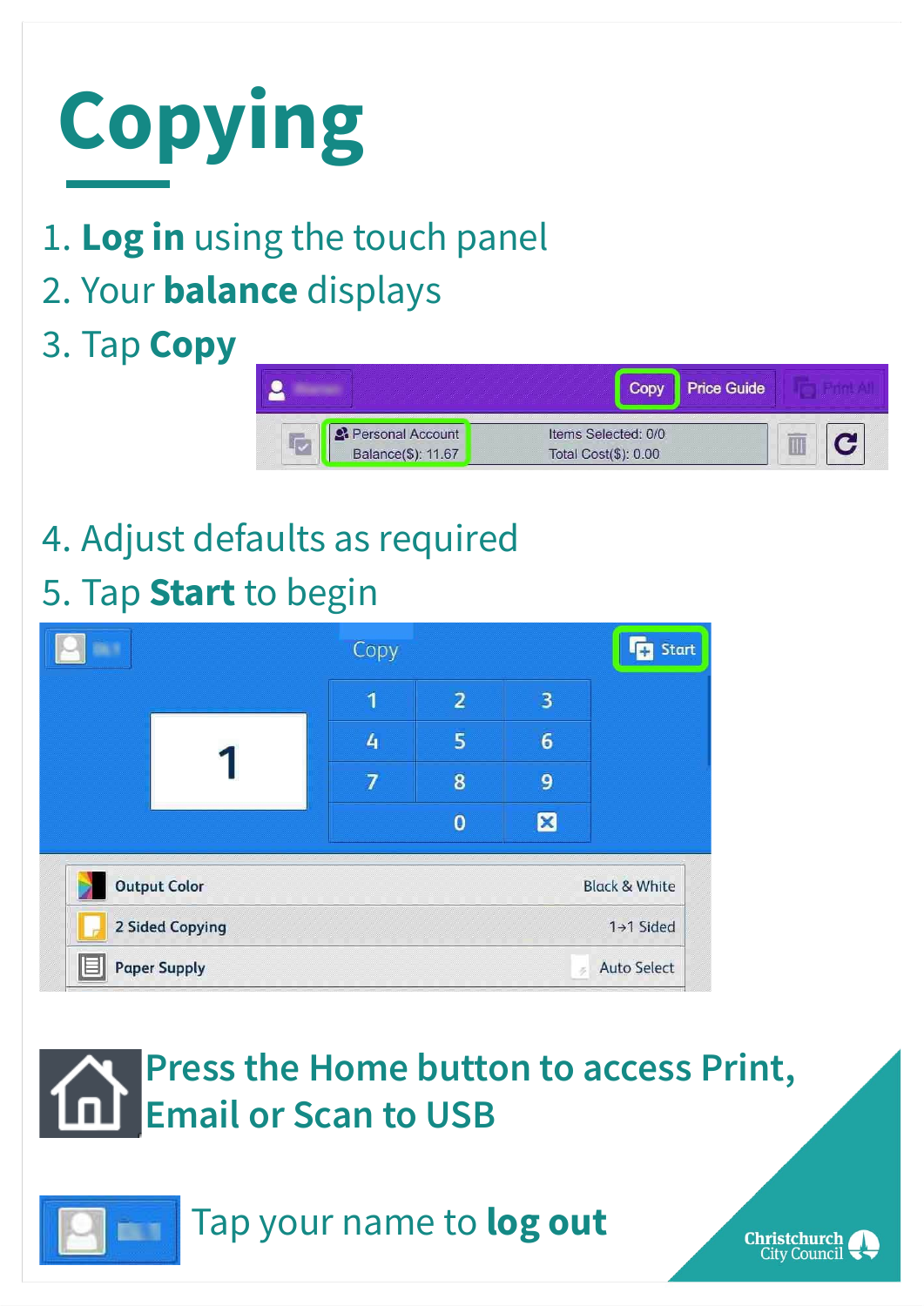# Copying

1. **Log in** using the touch panel
2. Your **balance** displays
3. Tap **Copy**

4. Adjust defaults as required
5. Tap **Start** to begin

Press the Home button to access Print, Email or Scan to USB

Tap your name to **log out**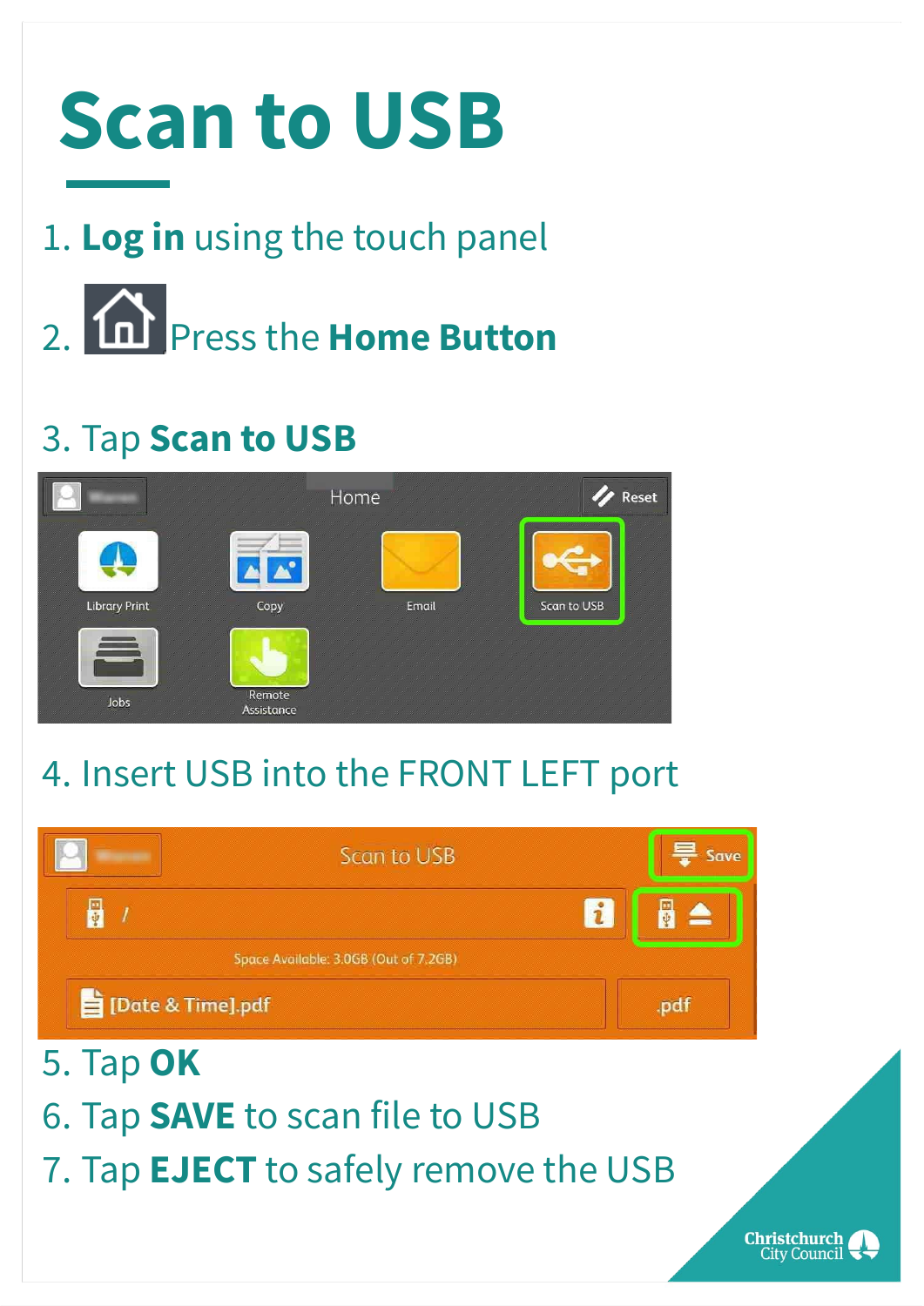# Scan to USB

1. **Log in** using the touch panel
2. Press the **Home Button**
3. Tap **Scan to USB**
4. Insert USB into the FRONT LEFT port
5. Tap **OK**
6. Tap **SAVE** to scan file to USB
7. Tap **EJECT** to safely remove the USB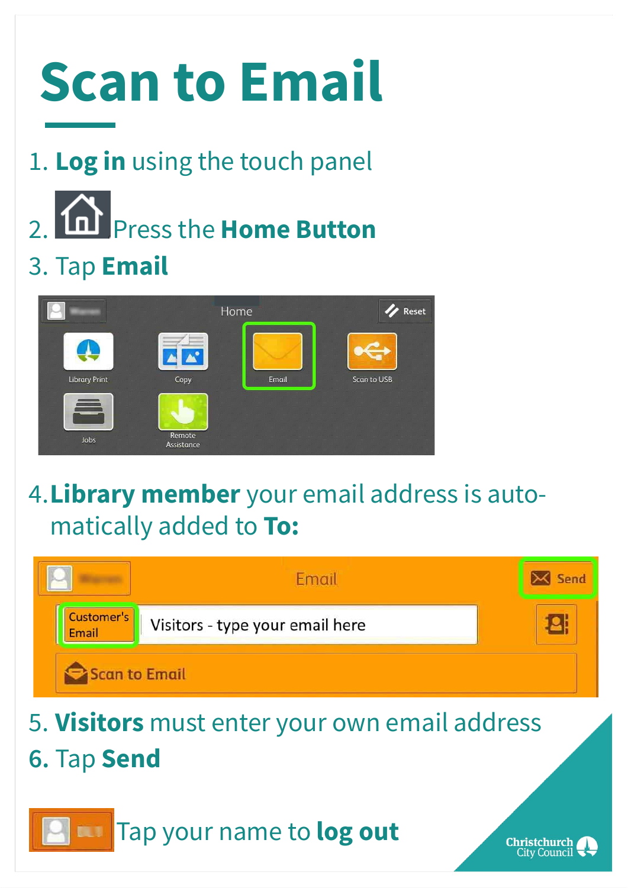# Scan to Email

1. **Log in** using the touch panel
2. Press the **Home Button**
3. Tap **Email**

4. **Library member** your email address is automatically added to **To:**

5. **Visitors** must enter your own email address
6. Tap **Send**

Tap your name to **log out**